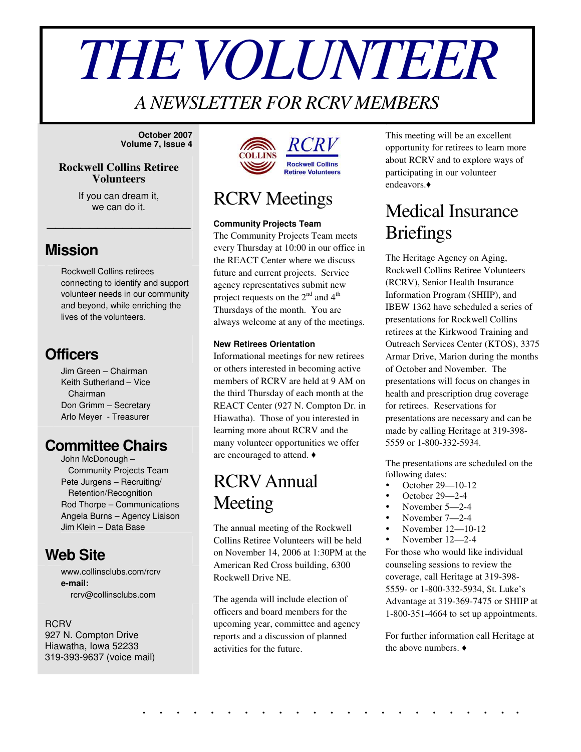# THE VOLUNTEER

*A NEWSLETTER FOR RCRV MEMBERS*

**October 2007**
**Volume 7, Issue 4**

**Rockwell Collins Retiree Volunteers**

If you can dream it,
we can do it.

## Mission

Rockwell Collins retirees connecting to identify and support volunteer needs in our community and beyond, while enriching the lives of the volunteers.

## Officers

Jim Green – Chairman
Keith Sutherland – Vice Chairman
Don Grimm – Secretary
Arlo Meyer - Treasurer

## Committee Chairs

John McDonough – Community Projects Team
Pete Jurgens – Recruiting/ Retention/Recognition
Rod Thorpe – Communications
Angela Burns – Agency Liaison
Jim Klein – Data Base

## Web Site

www.collinsclubs.com/rcrv
**e-mail:**
rcrv@collinsclubs.com

RCRV
927 N. Compton Drive
Hiawatha, Iowa 52233
319-393-9637 (voice mail)

# RCRV Meetings

**Community Projects Team**

The Community Projects Team meets every Thursday at 10:00 in our office in the REACT Center where we discuss future and current projects. Service agency representatives submit new project requests on the 2nd and 4th Thursdays of the month. You are always welcome at any of the meetings.

**New Retirees Orientation**

Informational meetings for new retirees or others interested in becoming active members of RCRV are held at 9 AM on the third Thursday of each month at the REACT Center (927 N. Compton Dr. in Hiawatha). Those of you interested in learning more about RCRV and the many volunteer opportunities we offer are encouraged to attend. ♦

# RCRV Annual Meeting

The annual meeting of the Rockwell Collins Retiree Volunteers will be held on November 14, 2006 at 1:30PM at the American Red Cross building, 6300 Rockwell Drive NE.

The agenda will include election of officers and board members for the upcoming year, committee and agency reports and a discussion of planned activities for the future.

This meeting will be an excellent opportunity for retirees to learn more about RCRV and to explore ways of participating in our volunteer endeavors.♦

# Medical Insurance Briefings

The Heritage Agency on Aging, Rockwell Collins Retiree Volunteers (RCRV), Senior Health Insurance Information Program (SHIIP), and IBEW 1362 have scheduled a series of presentations for Rockwell Collins retirees at the Kirkwood Training and Outreach Services Center (KTOS), 3375 Armar Drive, Marion during the months of October and November. The presentations will focus on changes in health and prescription drug coverage for retirees. Reservations for presentations are necessary and can be made by calling Heritage at 319-398-5559 or 1-800-332-5934.

The presentations are scheduled on the following dates:

- October 29—10-12
- October 29—2-4
- November 5—2-4
- November 7—2-4
- November 12—10-12
- November 12—2-4

For those who would like individual counseling sessions to review the coverage, call Heritage at 319-398-5559- or 1-800-332-5934, St. Luke's Advantage at 319-369-7475 or SHIIP at 1-800-351-4664 to set up appointments.

For further information call Heritage at the above numbers. ♦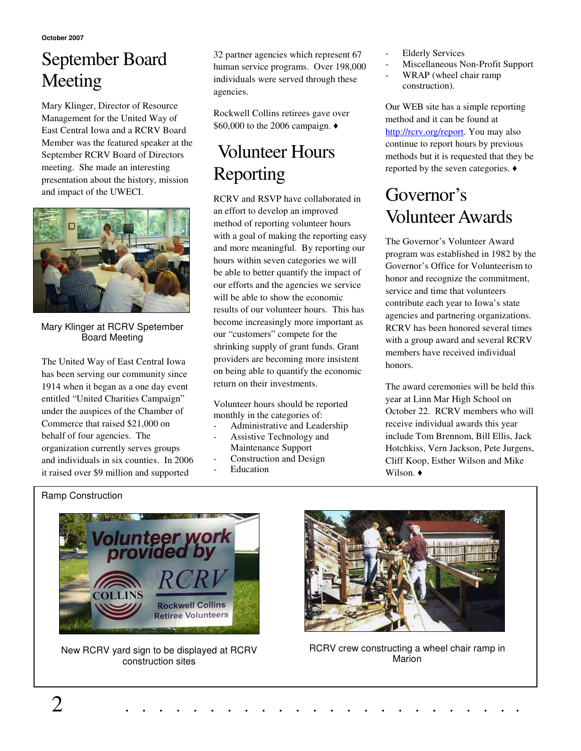October 2007

# September Board Meeting

Mary Klinger, Director of Resource Management for the United Way of East Central Iowa and a RCRV Board Member was the featured speaker at the September RCRV Board of Directors meeting. She made an interesting presentation about the history, mission and impact of the UWECI.

Mary Klinger at RCRV Spetember Board Meeting

The United Way of East Central Iowa has been serving our community since 1914 when it began as a one day event entitled "United Charities Campaign" under the auspices of the Chamber of Commerce that raised $21,000 on behalf of four agencies. The organization currently serves groups and individuals in six counties. In 2006 it raised over $9 million and supported 32 partner agencies which represent 67 human service programs. Over 198,000 individuals were served through these agencies.

Rockwell Collins retirees gave over $60,000 to the 2006 campaign. ♦

# Volunteer Hours Reporting

RCRV and RSVP have collaborated in an effort to develop an improved method of reporting volunteer hours with a goal of making the reporting easy and more meaningful. By reporting our hours within seven categories we will be able to better quantify the impact of our efforts and the agencies we service will be able to show the economic results of our volunteer hours. This has become increasingly more important as our "customers" compete for the shrinking supply of grant funds. Grant providers are becoming more insistent on being able to quantify the economic return on their investments.

Volunteer hours should be reported monthly in the categories of:

- Administrative and Leadership
- Assistive Technology and Maintenance Support
- Construction and Design
- Education
- Elderly Services
- Miscellaneous Non-Profit Support
- WRAP (wheel chair ramp construction).

Our WEB site has a simple reporting method and it can be found at http://rcrv.org/report. You may also continue to report hours by previous methods but it is requested that they be reported by the seven categories. ♦

# Governor's Volunteer Awards

The Governor's Volunteer Award program was established in 1982 by the Governor's Office for Volunteerism to honor and recognize the commitment, service and time that volunteers contribute each year to Iowa's state agencies and partnering organizations. RCRV has been honored several times with a group award and several RCRV members have received individual honors.

The award ceremonies will be held this year at Linn Mar High School on October 22. RCRV members who will receive individual awards this year include Tom Brennom, Bill Ellis, Jack Hotchkiss, Vern Jackson, Pete Jurgens, Cliff Koop, Esther Wilson and Mike Wilson. ♦

Ramp Construction

New RCRV yard sign to be displayed at RCRV construction sites

RCRV crew constructing a wheel chair ramp in Marion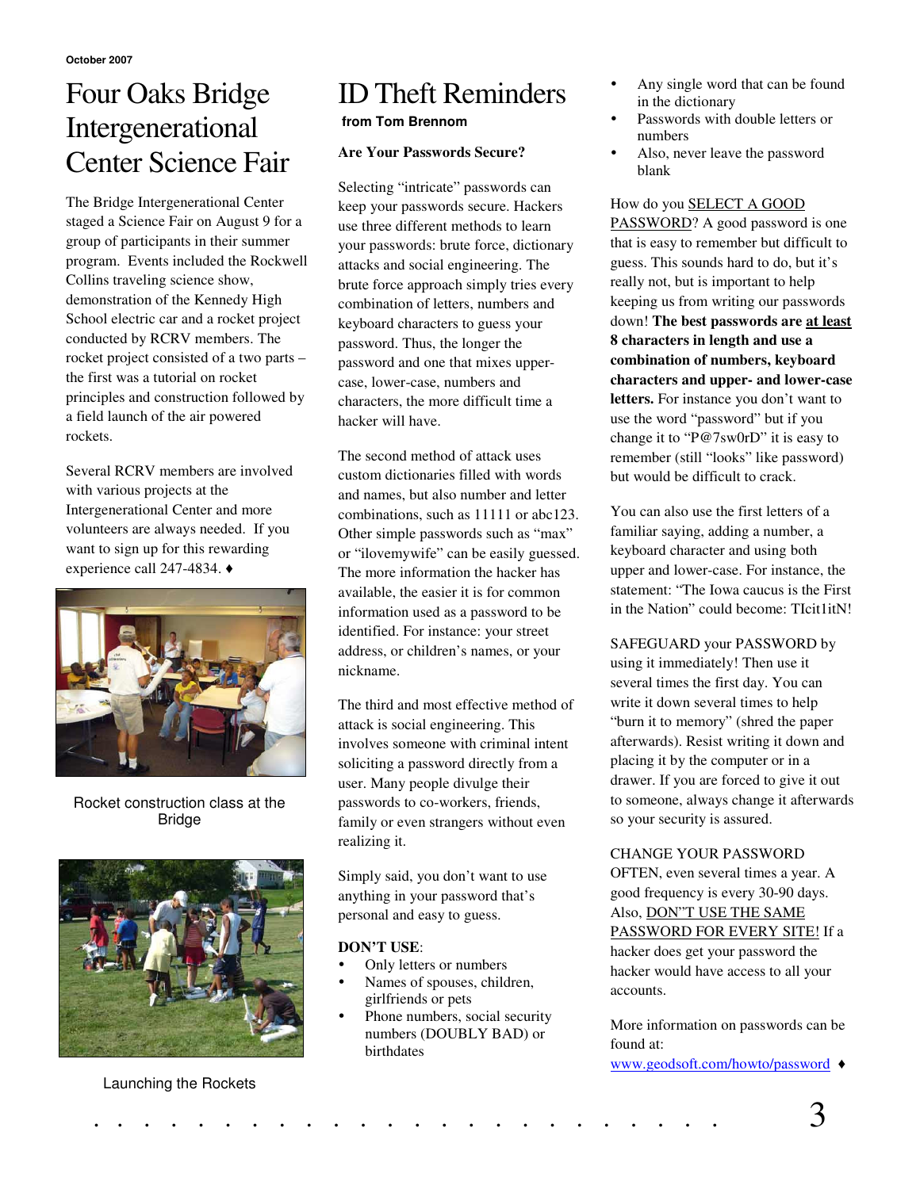October 2007

# Four Oaks Bridge Intergenerational Center Science Fair

The Bridge Intergenerational Center staged a Science Fair on August 9 for a group of participants in their summer program. Events included the Rockwell Collins traveling science show, demonstration of the Kennedy High School electric car and a rocket project conducted by RCRV members. The rocket project consisted of a two parts – the first was a tutorial on rocket principles and construction followed by a field launch of the air powered rockets.

Several RCRV members are involved with various projects at the Intergenerational Center and more volunteers are always needed. If you want to sign up for this rewarding experience call 247-4834. ♦

Rocket construction class at the Bridge

Launching the Rockets

# ID Theft Reminders

**from Tom Brennom**

**Are Your Passwords Secure?**

Selecting "intricate" passwords can keep your passwords secure. Hackers use three different methods to learn your passwords: brute force, dictionary attacks and social engineering. The brute force approach simply tries every combination of letters, numbers and keyboard characters to guess your password. Thus, the longer the password and one that mixes upper-case, lower-case, numbers and characters, the more difficult time a hacker will have.

The second method of attack uses custom dictionaries filled with words and names, but also number and letter combinations, such as 11111 or abc123. Other simple passwords such as "max" or "ilovemywife" can be easily guessed. The more information the hacker has available, the easier it is for common information used as a password to be identified. For instance: your street address, or children's names, or your nickname.

The third and most effective method of attack is social engineering. This involves someone with criminal intent soliciting a password directly from a user. Many people divulge their passwords to co-workers, friends, family or even strangers without even realizing it.

Simply said, you don't want to use anything in your password that's personal and easy to guess.

**DON'T USE**:

- Only letters or numbers
- Names of spouses, children, girlfriends or pets
- Phone numbers, social security numbers (DOUBLY BAD) or birthdates
- Any single word that can be found in the dictionary
- Passwords with double letters or numbers
- Also, never leave the password blank

How do you SELECT A GOOD PASSWORD? A good password is one that is easy to remember but difficult to guess. This sounds hard to do, but it's really not, but is important to help keeping us from writing our passwords down! **The best passwords are at least 8 characters in length and use a combination of numbers, keyboard characters and upper- and lower-case letters.** For instance you don't want to use the word "password" but if you change it to "P@7sw0rD" it is easy to remember (still "looks" like password) but would be difficult to crack.

You can also use the first letters of a familiar saying, adding a number, a keyboard character and using both upper and lower-case. For instance, the statement: "The Iowa caucus is the First in the Nation" could become: TIcit1itN!

SAFEGUARD your PASSWORD by using it immediately! Then use it several times the first day. You can write it down several times to help "burn it to memory" (shred the paper afterwards). Resist writing it down and placing it by the computer or in a drawer. If you are forced to give it out to someone, always change it afterwards so your security is assured.

CHANGE YOUR PASSWORD OFTEN, even several times a year. A good frequency is every 30-90 days. Also, DON"T USE THE SAME PASSWORD FOR EVERY SITE! If a hacker does get your password the hacker would have access to all your accounts.

More information on passwords can be found at:
www.geodsoft.com/howto/password ♦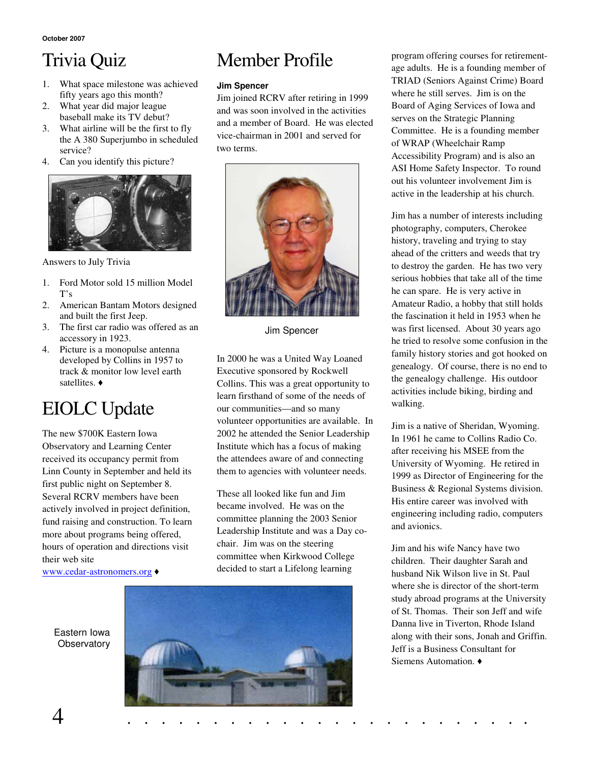# Trivia Quiz

1. What space milestone was achieved fifty years ago this month?
2. What year did major league baseball make its TV debut?
3. What airline will be the first to fly the A 380 Superjumbo in scheduled service?
4. Can you identify this picture?

Answers to July Trivia

1. Ford Motor sold 15 million Model T's
2. American Bantam Motors designed and built the first Jeep.
3. The first car radio was offered as an accessory in 1923.
4. Picture is a monopulse antenna developed by Collins in 1957 to track & monitor low level earth satellites. ♦

# EIOLC Update

The new $700K Eastern Iowa Observatory and Learning Center received its occupancy permit from Linn County in September and held its first public night on September 8. Several RCRV members have been actively involved in project definition, fund raising and construction. To learn more about programs being offered, hours of operation and directions visit their web site www.cedar-astronomers.org ♦

Eastern Iowa Observatory

# Member Profile

**Jim Spencer**

Jim joined RCRV after retiring in 1999 and was soon involved in the activities and a member of Board. He was elected vice-chairman in 2001 and served for two terms.

Jim Spencer

In 2000 he was a United Way Loaned Executive sponsored by Rockwell Collins. This was a great opportunity to learn firsthand of some of the needs of our communities—and so many volunteer opportunities are available. In 2002 he attended the Senior Leadership Institute which has a focus of making the attendees aware of and connecting them to agencies with volunteer needs.

These all looked like fun and Jim became involved. He was on the committee planning the 2003 Senior Leadership Institute and was a Day co-chair. Jim was on the steering committee when Kirkwood College decided to start a Lifelong learning program offering courses for retirement-age adults. He is a founding member of TRIAD (Seniors Against Crime) Board where he still serves. Jim is on the Board of Aging Services of Iowa and serves on the Strategic Planning Committee. He is a founding member of WRAP (Wheelchair Ramp Accessibility Program) and is also an ASI Home Safety Inspector. To round out his volunteer involvement Jim is active in the leadership at his church.

Jim has a number of interests including photography, computers, Cherokee history, traveling and trying to stay ahead of the critters and weeds that try to destroy the garden. He has two very serious hobbies that take all of the time he can spare. He is very active in Amateur Radio, a hobby that still holds the fascination it held in 1953 when he was first licensed. About 30 years ago he tried to resolve some confusion in the family history stories and got hooked on genealogy. Of course, there is no end to the genealogy challenge. His outdoor activities include biking, birding and walking.

Jim is a native of Sheridan, Wyoming. In 1961 he came to Collins Radio Co. after receiving his MSEE from the University of Wyoming. He retired in 1999 as Director of Engineering for the Business & Regional Systems division. His entire career was involved with engineering including radio, computers and avionics.

Jim and his wife Nancy have two children. Their daughter Sarah and husband Nik Wilson live in St. Paul where she is director of the short-term study abroad programs at the University of St. Thomas. Their son Jeff and wife Danna live in Tiverton, Rhode Island along with their sons, Jonah and Griffin. Jeff is a Business Consultant for Siemens Automation. ♦